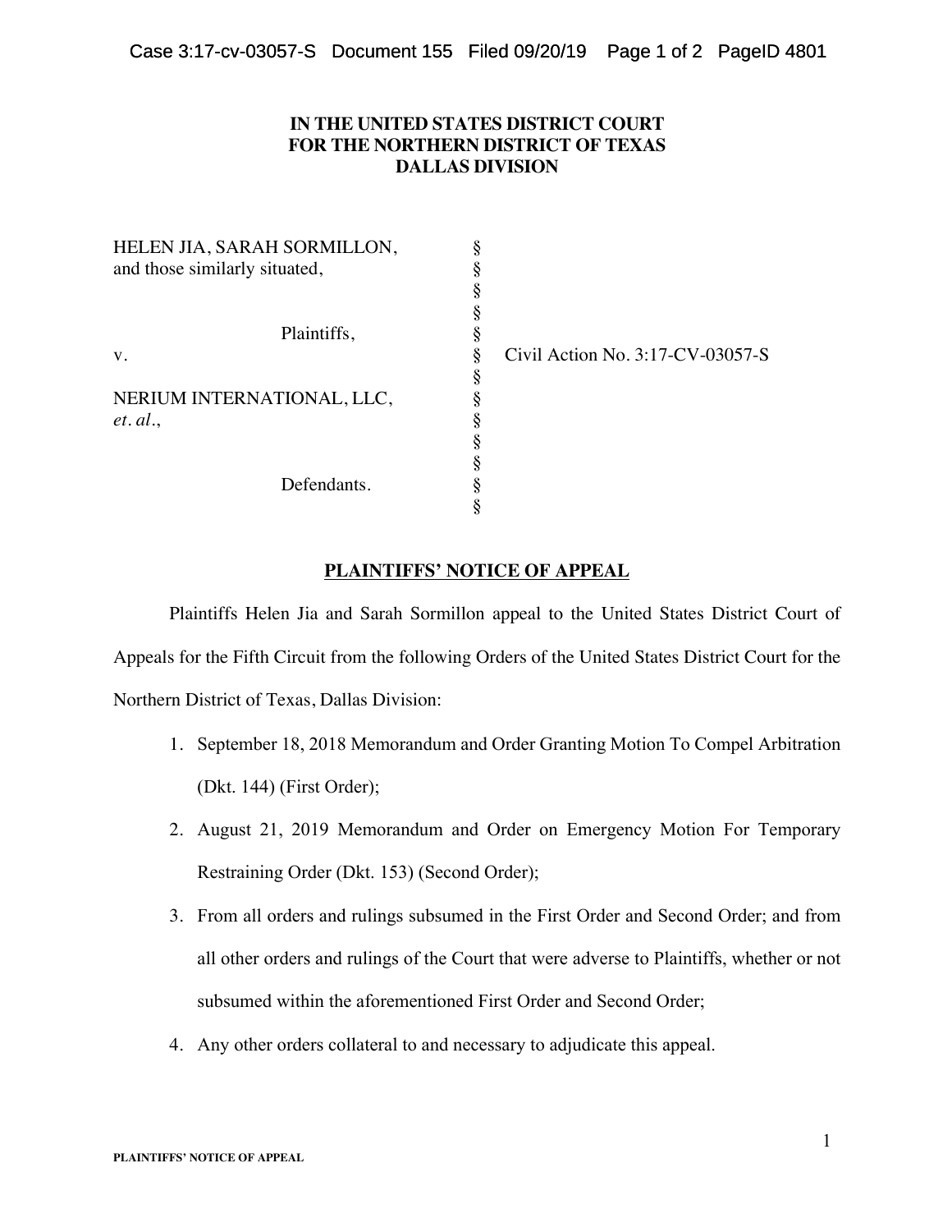**IN THE UNITED STATES DISTRICT COURT**
**FOR THE NORTHERN DISTRICT OF TEXAS**
**DALLAS DIVISION**

| | | |
|---|---|---|
| HELEN JIA, SARAH SORMILLON, and those similarly situated, | § | |
| Plaintiffs, | § | |
| v. | § | Civil Action No. 3:17-CV-03057-S |
| NERIUM INTERNATIONAL, LLC, *et. al*., | § | |
| Defendants. | § | |

**PLAINTIFFS' NOTICE OF APPEAL**

Plaintiffs Helen Jia and Sarah Sormillon appeal to the United States District Court of Appeals for the Fifth Circuit from the following Orders of the United States District Court for the Northern District of Texas, Dallas Division:

1. September 18, 2018 Memorandum and Order Granting Motion To Compel Arbitration (Dkt. 144) (First Order);
2. August 21, 2019 Memorandum and Order on Emergency Motion For Temporary Restraining Order (Dkt. 153) (Second Order);
3. From all orders and rulings subsumed in the First Order and Second Order; and from all other orders and rulings of the Court that were adverse to Plaintiffs, whether or not subsumed within the aforementioned First Order and Second Order;
4. Any other orders collateral to and necessary to adjudicate this appeal.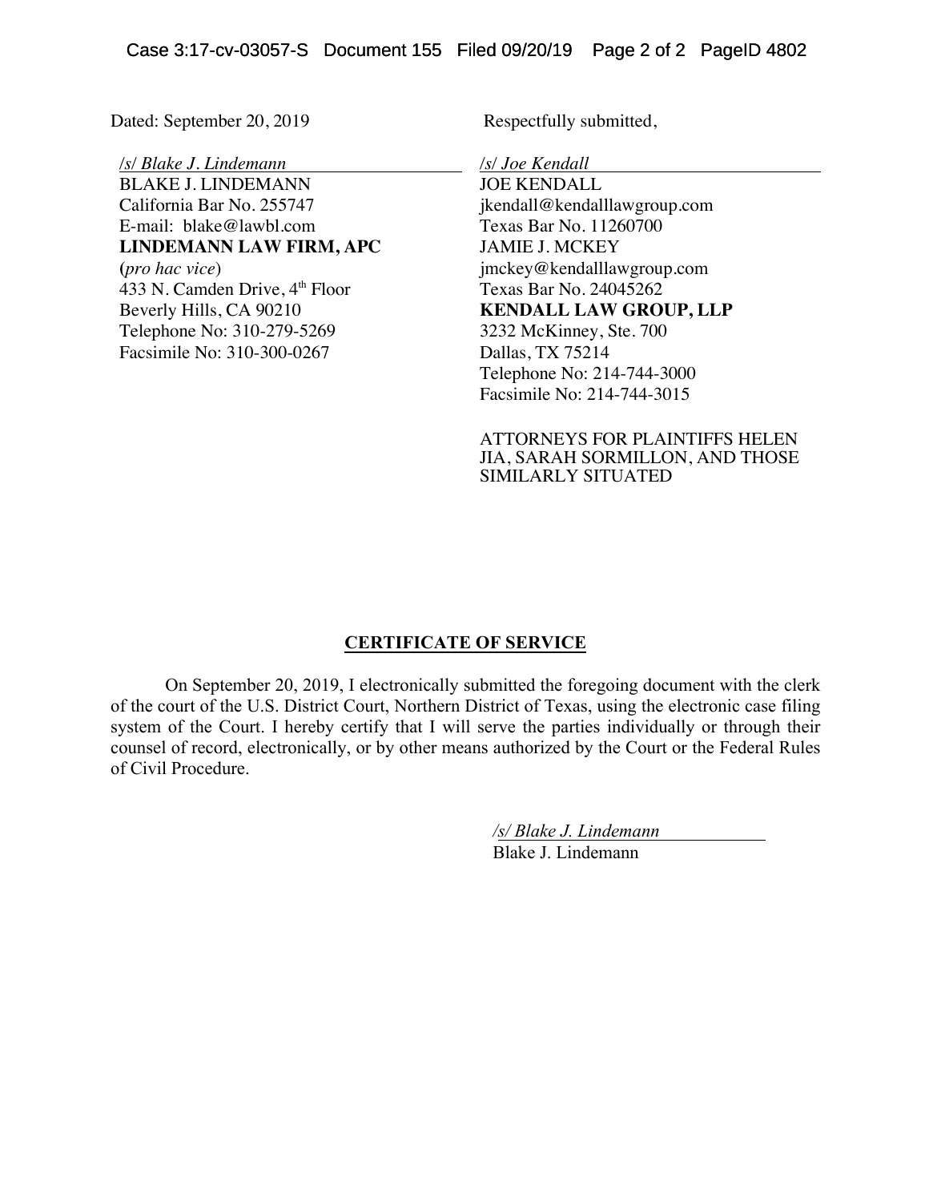Dated: September 20, 2019

Respectfully submitted,

*/s/ Blake J. Lindemann*
BLAKE J. LINDEMANN
California Bar No. 255747
E-mail: blake@lawbl.com
**LINDEMANN LAW FIRM, APC**
(*pro hac vice*)
433 N. Camden Drive, 4th Floor
Beverly Hills, CA 90210
Telephone No: 310-279-5269
Facsimile No: 310-300-0267

*/s/ Joe Kendall*
JOE KENDALL
jkendall@kendalllawgroup.com
Texas Bar No. 11260700
JAMIE J. MCKEY
jmckey@kendalllawgroup.com
Texas Bar No. 24045262
**KENDALL LAW GROUP, LLP**
3232 McKinney, Ste. 700
Dallas, TX 75214
Telephone No: 214-744-3000
Facsimile No: 214-744-3015

ATTORNEYS FOR PLAINTIFFS HELEN JIA, SARAH SORMILLON, AND THOSE SIMILARLY SITUATED

## CERTIFICATE OF SERVICE

On September 20, 2019, I electronically submitted the foregoing document with the clerk of the court of the U.S. District Court, Northern District of Texas, using the electronic case filing system of the Court. I hereby certify that I will serve the parties individually or through their counsel of record, electronically, or by other means authorized by the Court or the Federal Rules of Civil Procedure.

*/s/ Blake J. Lindemann*
Blake J. Lindemann